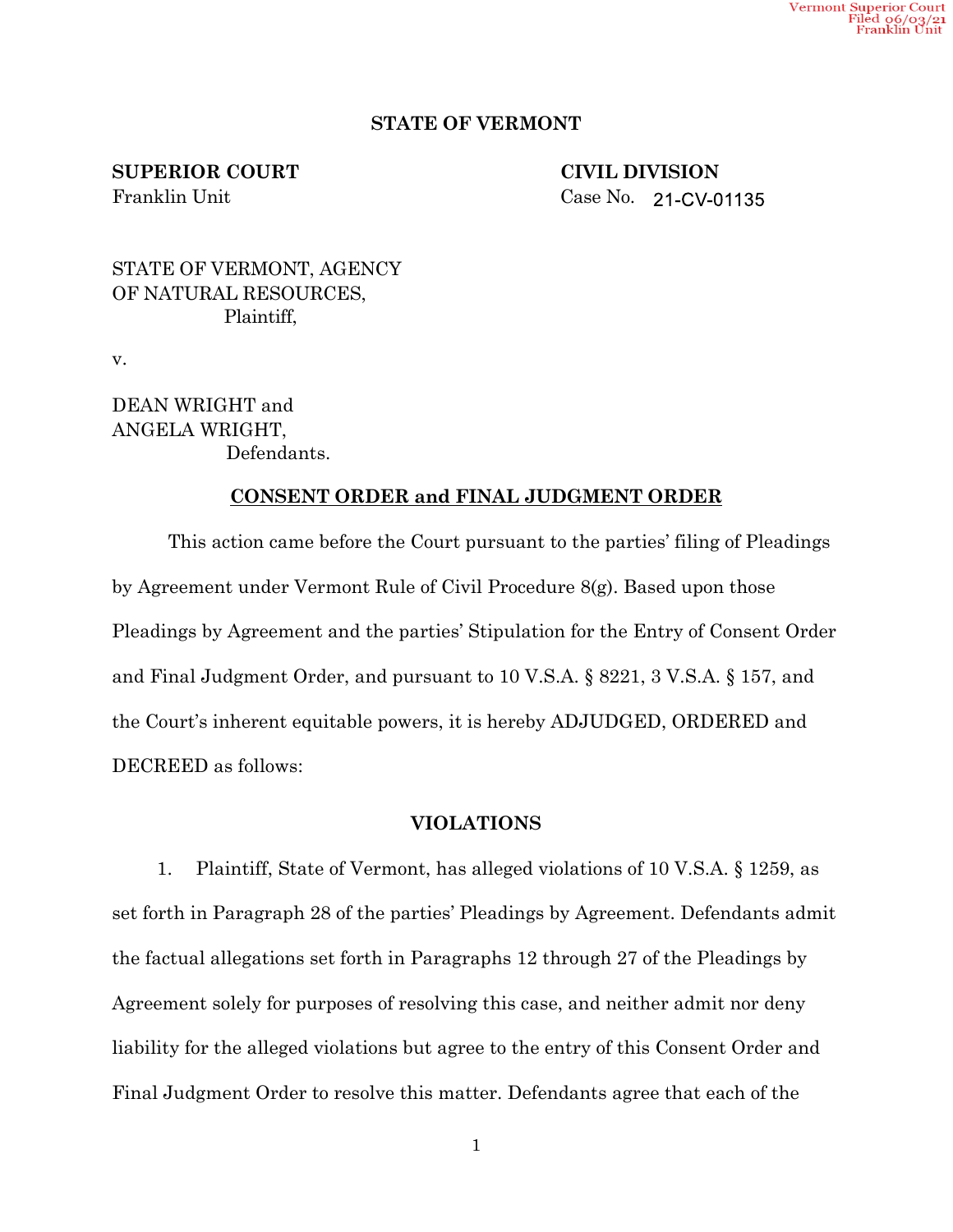Vermont Superior Court
Filed 06/03/21
Franklin Unit

**STATE OF VERMONT**

**SUPERIOR COURT**
Franklin Unit

**CIVIL DIVISION**
Case No. 21-CV-01135

STATE OF VERMONT, AGENCY
OF NATURAL RESOURCES,
Plaintiff,

v.

DEAN WRIGHT and
ANGELA WRIGHT,
Defendants.

**CONSENT ORDER and FINAL JUDGMENT ORDER**

This action came before the Court pursuant to the parties' filing of Pleadings by Agreement under Vermont Rule of Civil Procedure 8(g). Based upon those Pleadings by Agreement and the parties' Stipulation for the Entry of Consent Order and Final Judgment Order, and pursuant to 10 V.S.A. § 8221, 3 V.S.A. § 157, and the Court's inherent equitable powers, it is hereby ADJUDGED, ORDERED and DECREED as follows:

**VIOLATIONS**

1. Plaintiff, State of Vermont, has alleged violations of 10 V.S.A. § 1259, as set forth in Paragraph 28 of the parties' Pleadings by Agreement. Defendants admit the factual allegations set forth in Paragraphs 12 through 27 of the Pleadings by Agreement solely for purposes of resolving this case, and neither admit nor deny liability for the alleged violations but agree to the entry of this Consent Order and Final Judgment Order to resolve this matter. Defendants agree that each of the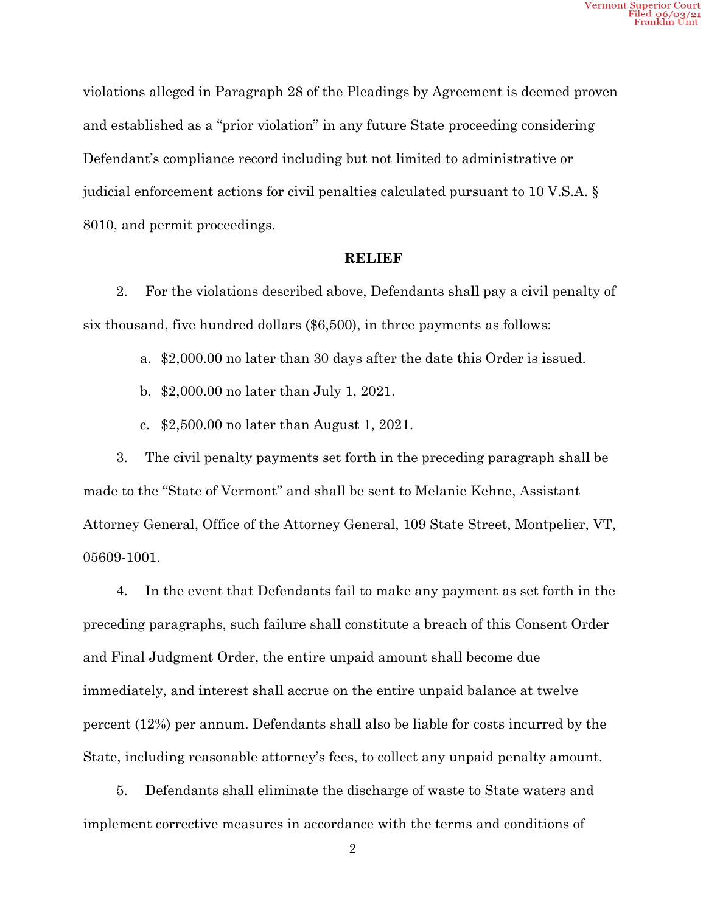violations alleged in Paragraph 28 of the Pleadings by Agreement is deemed proven and established as a "prior violation" in any future State proceeding considering Defendant's compliance record including but not limited to administrative or judicial enforcement actions for civil penalties calculated pursuant to 10 V.S.A. § 8010, and permit proceedings.

## RELIEF

2. For the violations described above, Defendants shall pay a civil penalty of six thousand, five hundred dollars ($6,500), in three payments as follows:

   a. $2,000.00 no later than 30 days after the date this Order is issued.

   b. $2,000.00 no later than July 1, 2021.

   c. $2,500.00 no later than August 1, 2021.

3. The civil penalty payments set forth in the preceding paragraph shall be made to the "State of Vermont" and shall be sent to Melanie Kehne, Assistant Attorney General, Office of the Attorney General, 109 State Street, Montpelier, VT, 05609-1001.

4. In the event that Defendants fail to make any payment as set forth in the preceding paragraphs, such failure shall constitute a breach of this Consent Order and Final Judgment Order, the entire unpaid amount shall become due immediately, and interest shall accrue on the entire unpaid balance at twelve percent (12%) per annum. Defendants shall also be liable for costs incurred by the State, including reasonable attorney's fees, to collect any unpaid penalty amount.

5. Defendants shall eliminate the discharge of waste to State waters and implement corrective measures in accordance with the terms and conditions of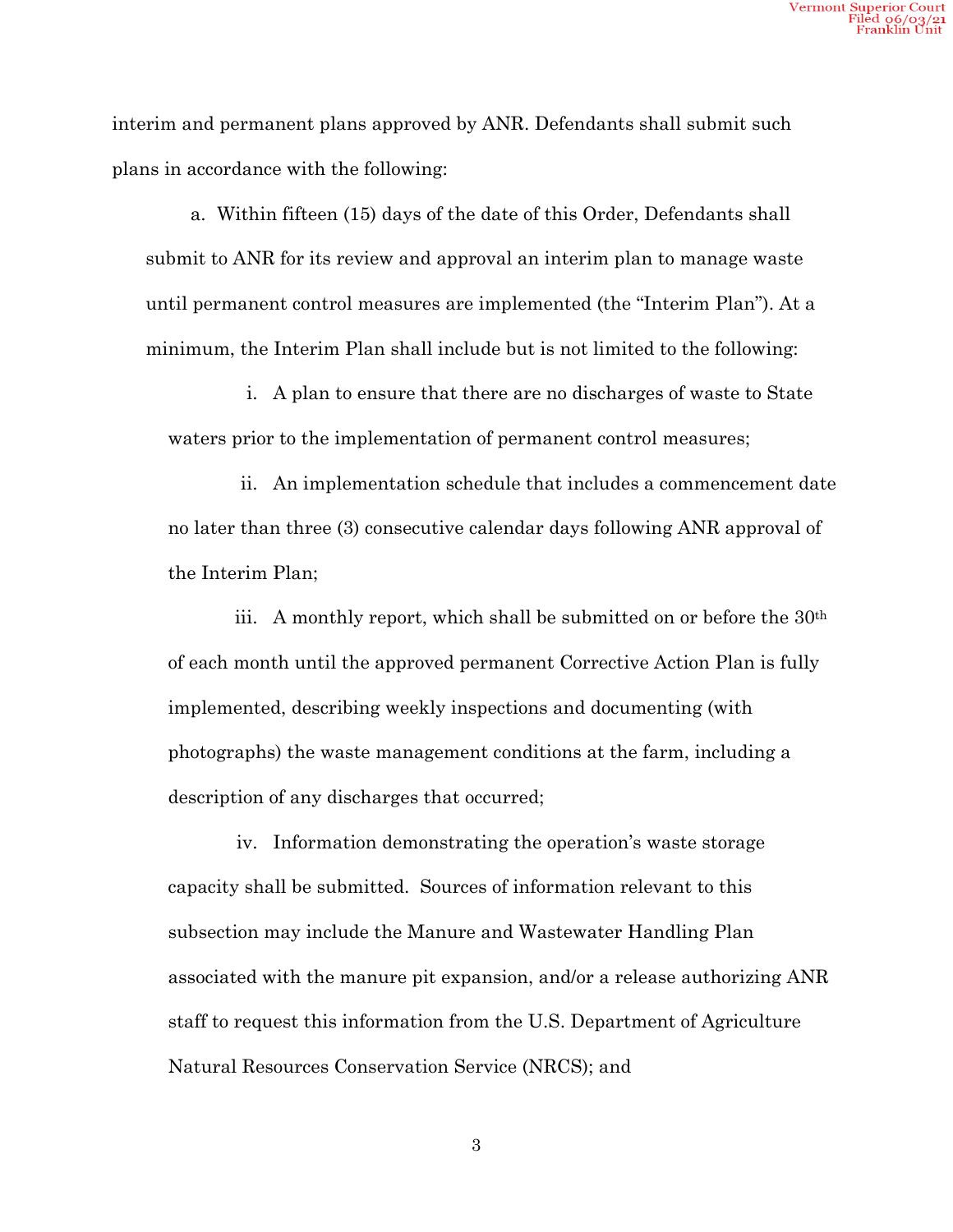interim and permanent plans approved by ANR. Defendants shall submit such plans in accordance with the following:

a. Within fifteen (15) days of the date of this Order, Defendants shall submit to ANR for its review and approval an interim plan to manage waste until permanent control measures are implemented (the "Interim Plan"). At a minimum, the Interim Plan shall include but is not limited to the following:

i. A plan to ensure that there are no discharges of waste to State waters prior to the implementation of permanent control measures;

ii. An implementation schedule that includes a commencement date no later than three (3) consecutive calendar days following ANR approval of the Interim Plan;

iii. A monthly report, which shall be submitted on or before the 30th of each month until the approved permanent Corrective Action Plan is fully implemented, describing weekly inspections and documenting (with photographs) the waste management conditions at the farm, including a description of any discharges that occurred;

iv. Information demonstrating the operation's waste storage capacity shall be submitted. Sources of information relevant to this subsection may include the Manure and Wastewater Handling Plan associated with the manure pit expansion, and/or a release authorizing ANR staff to request this information from the U.S. Department of Agriculture Natural Resources Conservation Service (NRCS); and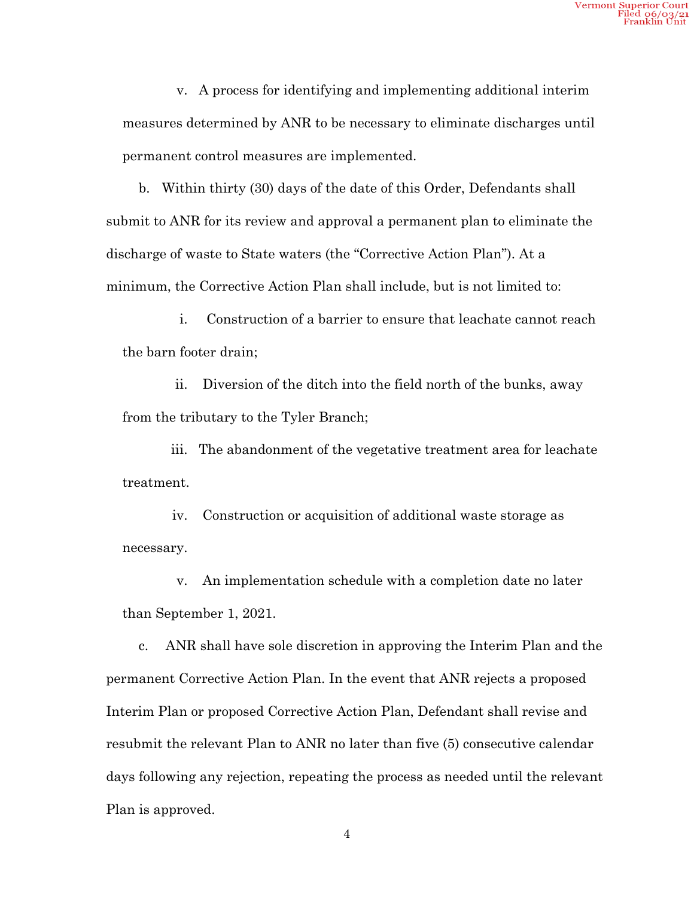v. A process for identifying and implementing additional interim measures determined by ANR to be necessary to eliminate discharges until permanent control measures are implemented.

b. Within thirty (30) days of the date of this Order, Defendants shall submit to ANR for its review and approval a permanent plan to eliminate the discharge of waste to State waters (the "Corrective Action Plan"). At a minimum, the Corrective Action Plan shall include, but is not limited to:

i. Construction of a barrier to ensure that leachate cannot reach the barn footer drain;

ii. Diversion of the ditch into the field north of the bunks, away from the tributary to the Tyler Branch;

iii. The abandonment of the vegetative treatment area for leachate treatment.

iv. Construction or acquisition of additional waste storage as necessary.

v. An implementation schedule with a completion date no later than September 1, 2021.

c. ANR shall have sole discretion in approving the Interim Plan and the permanent Corrective Action Plan. In the event that ANR rejects a proposed Interim Plan or proposed Corrective Action Plan, Defendant shall revise and resubmit the relevant Plan to ANR no later than five (5) consecutive calendar days following any rejection, repeating the process as needed until the relevant Plan is approved.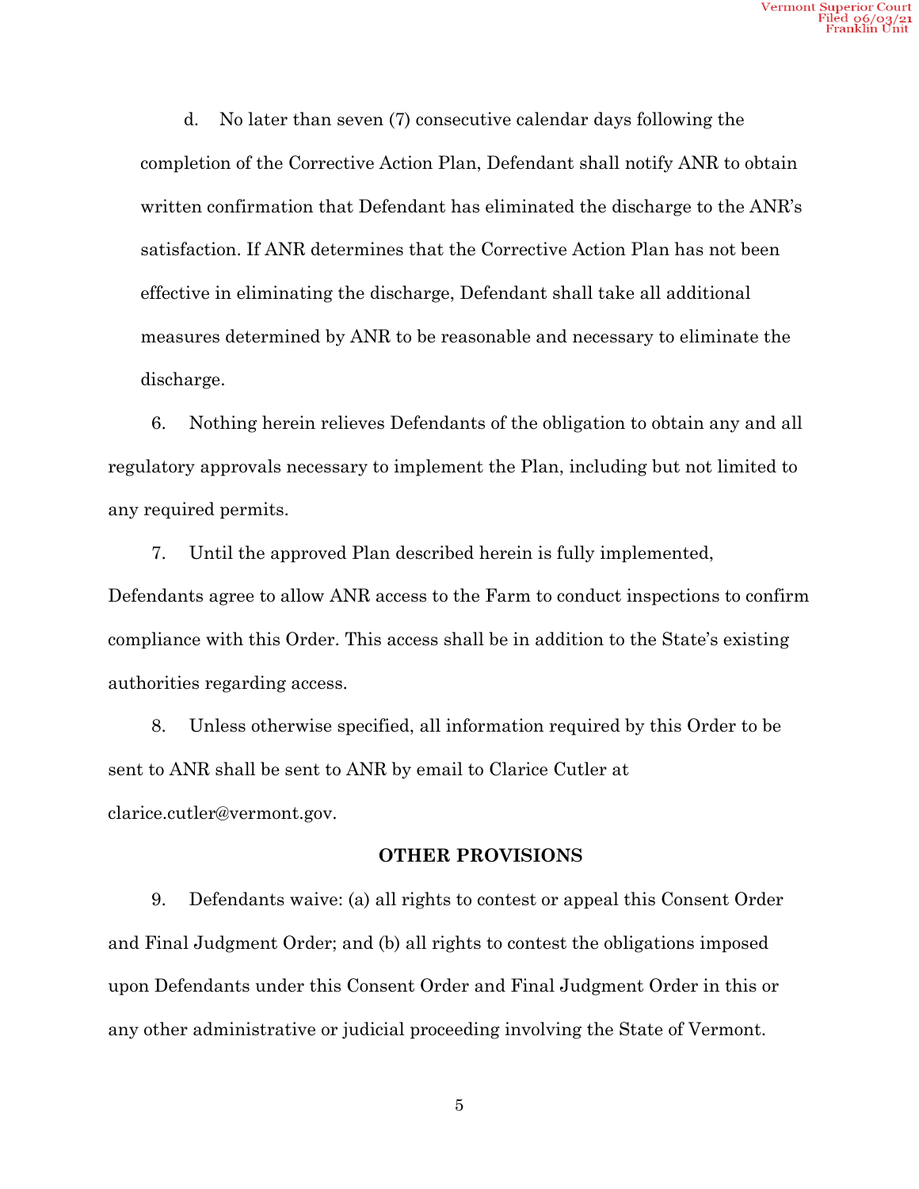d. No later than seven (7) consecutive calendar days following the completion of the Corrective Action Plan, Defendant shall notify ANR to obtain written confirmation that Defendant has eliminated the discharge to the ANR's satisfaction. If ANR determines that the Corrective Action Plan has not been effective in eliminating the discharge, Defendant shall take all additional measures determined by ANR to be reasonable and necessary to eliminate the discharge.

6. Nothing herein relieves Defendants of the obligation to obtain any and all regulatory approvals necessary to implement the Plan, including but not limited to any required permits.

7. Until the approved Plan described herein is fully implemented, Defendants agree to allow ANR access to the Farm to conduct inspections to confirm compliance with this Order. This access shall be in addition to the State's existing authorities regarding access.

8. Unless otherwise specified, all information required by this Order to be sent to ANR shall be sent to ANR by email to Clarice Cutler at clarice.cutler@vermont.gov.

## OTHER PROVISIONS

9. Defendants waive: (a) all rights to contest or appeal this Consent Order and Final Judgment Order; and (b) all rights to contest the obligations imposed upon Defendants under this Consent Order and Final Judgment Order in this or any other administrative or judicial proceeding involving the State of Vermont.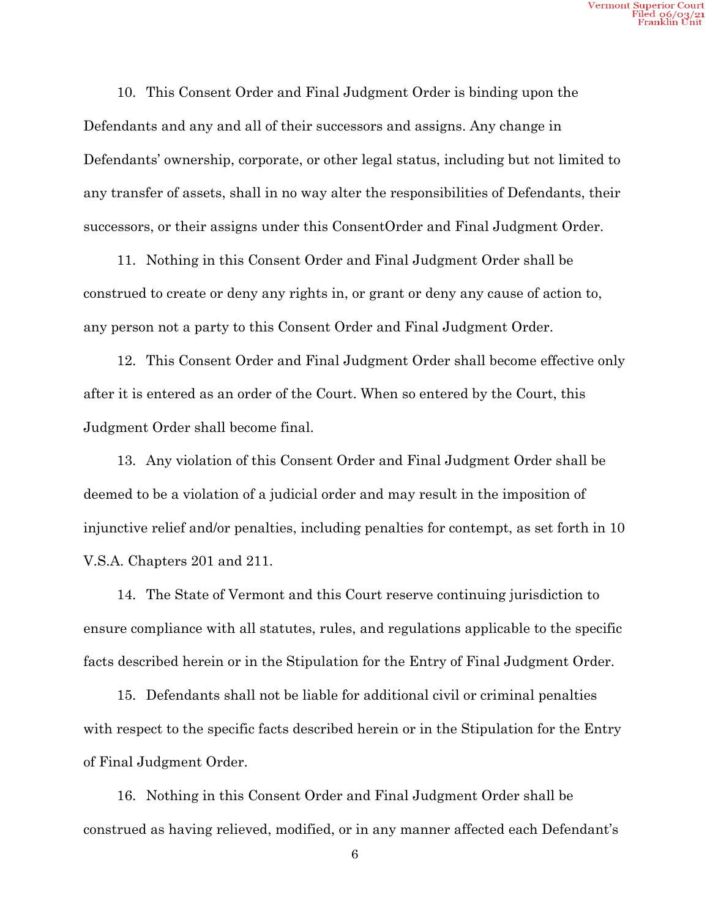10. This Consent Order and Final Judgment Order is binding upon the Defendants and any and all of their successors and assigns. Any change in Defendants' ownership, corporate, or other legal status, including but not limited to any transfer of assets, shall in no way alter the responsibilities of Defendants, their successors, or their assigns under this ConsentOrder and Final Judgment Order.

11. Nothing in this Consent Order and Final Judgment Order shall be construed to create or deny any rights in, or grant or deny any cause of action to, any person not a party to this Consent Order and Final Judgment Order.

12. This Consent Order and Final Judgment Order shall become effective only after it is entered as an order of the Court. When so entered by the Court, this Judgment Order shall become final.

13. Any violation of this Consent Order and Final Judgment Order shall be deemed to be a violation of a judicial order and may result in the imposition of injunctive relief and/or penalties, including penalties for contempt, as set forth in 10 V.S.A. Chapters 201 and 211.

14. The State of Vermont and this Court reserve continuing jurisdiction to ensure compliance with all statutes, rules, and regulations applicable to the specific facts described herein or in the Stipulation for the Entry of Final Judgment Order.

15. Defendants shall not be liable for additional civil or criminal penalties with respect to the specific facts described herein or in the Stipulation for the Entry of Final Judgment Order.

16. Nothing in this Consent Order and Final Judgment Order shall be construed as having relieved, modified, or in any manner affected each Defendant's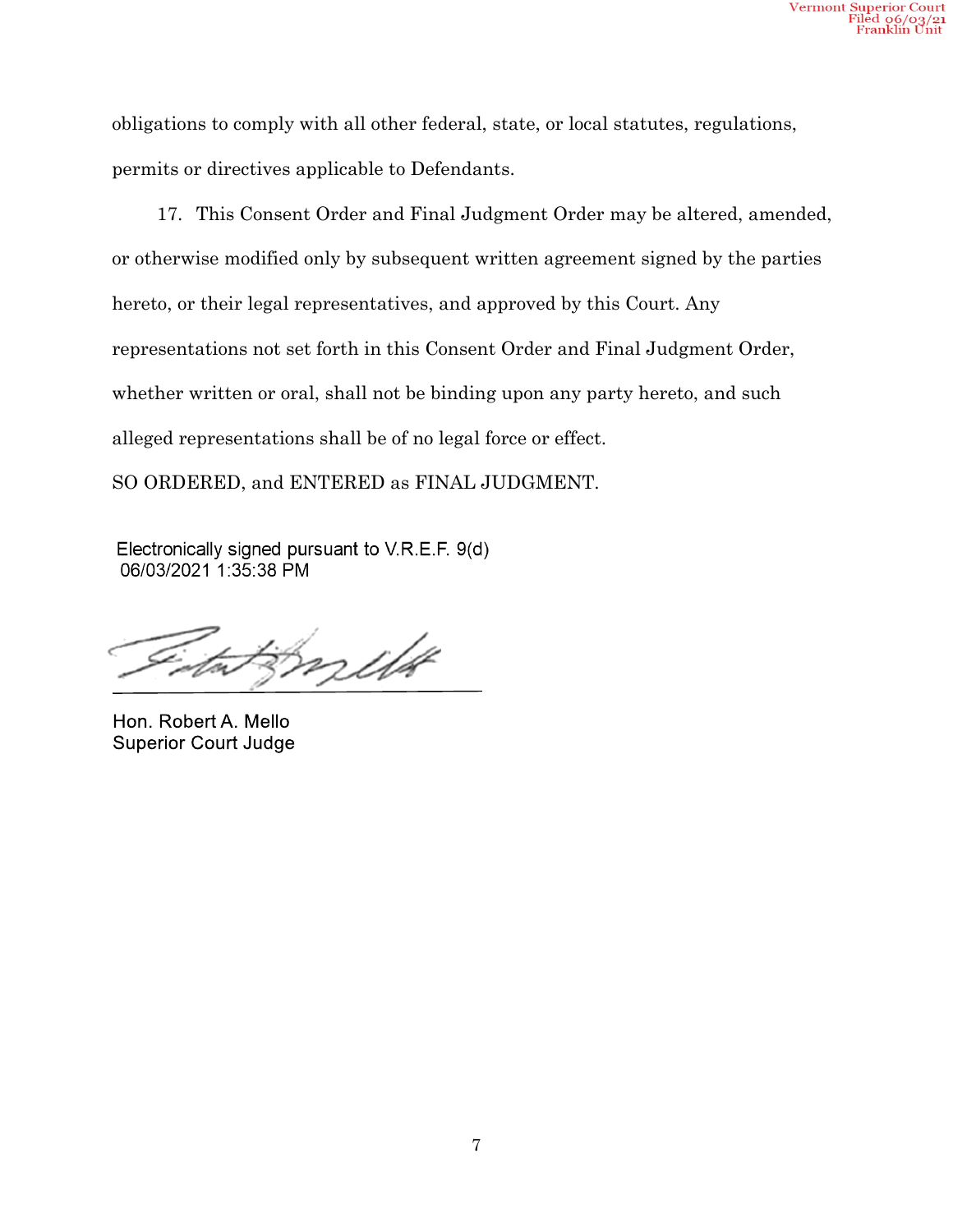Vermont Superior Court
Filed 06/03/21
Franklin Unit

obligations to comply with all other federal, state, or local statutes, regulations, permits or directives applicable to Defendants.

17. This Consent Order and Final Judgment Order may be altered, amended, or otherwise modified only by subsequent written agreement signed by the parties hereto, or their legal representatives, and approved by this Court. Any representations not set forth in this Consent Order and Final Judgment Order, whether written or oral, shall not be binding upon any party hereto, and such alleged representations shall be of no legal force or effect.

SO ORDERED, and ENTERED as FINAL JUDGMENT.

Electronically signed pursuant to V.R.E.F. 9(d)
06/03/2021 1:35:38 PM

Hon. Robert A. Mello
Superior Court Judge